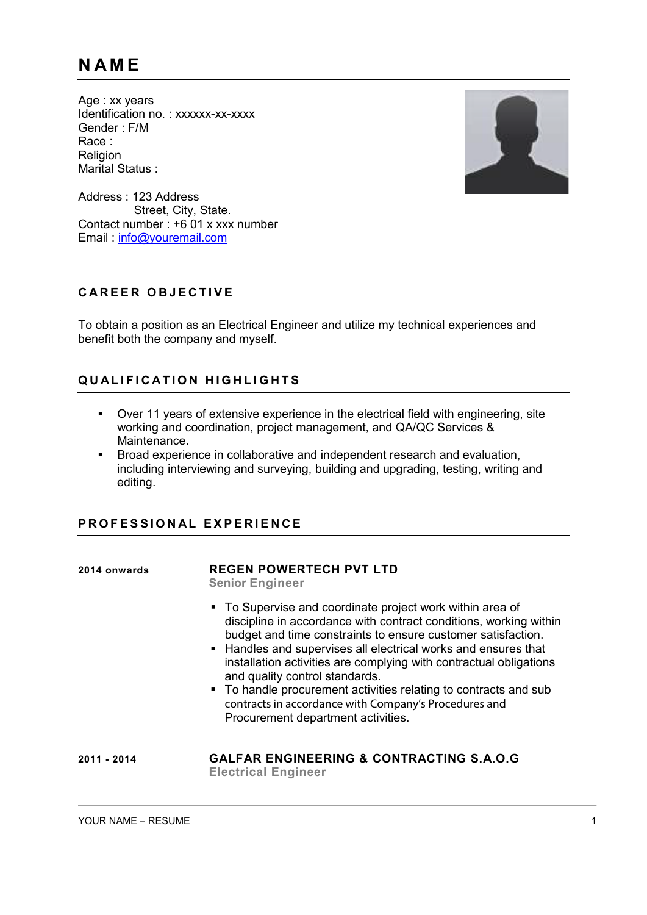# NAME

Age : xx years
Identification no. : xxxxxx-xx-xxxx
Gender : F/M
Race :
Religion
Marital Status :

Address : 123 Address
Street, City, State.
Contact number : +6 01 x xxx number
Email : info@youremail.com

## CAREER OBJECTIVE

To obtain a position as an Electrical Engineer and utilize my technical experiences and benefit both the company and myself.

## QUALIFICATION HIGHLIGHTS

- Over 11 years of extensive experience in the electrical field with engineering, site working and coordination, project management, and QA/QC Services & Maintenance.
- Broad experience in collaborative and independent research and evaluation, including interviewing and surveying, building and upgrading, testing, writing and editing.

## PROFESSIONAL EXPERIENCE

**2014 onwards**

### REGEN POWERTECH PVT LTD

**Senior Engineer**

- To Supervise and coordinate project work within area of discipline in accordance with contract conditions, working within budget and time constraints to ensure customer satisfaction.
- Handles and supervises all electrical works and ensures that installation activities are complying with contractual obligations and quality control standards.
- To handle procurement activities relating to contracts and sub contracts in accordance with Company's Procedures and Procurement department activities.

**2011 - 2014**

### GALFAR ENGINEERING & CONTRACTING S.A.O.G

**Electrical Engineer**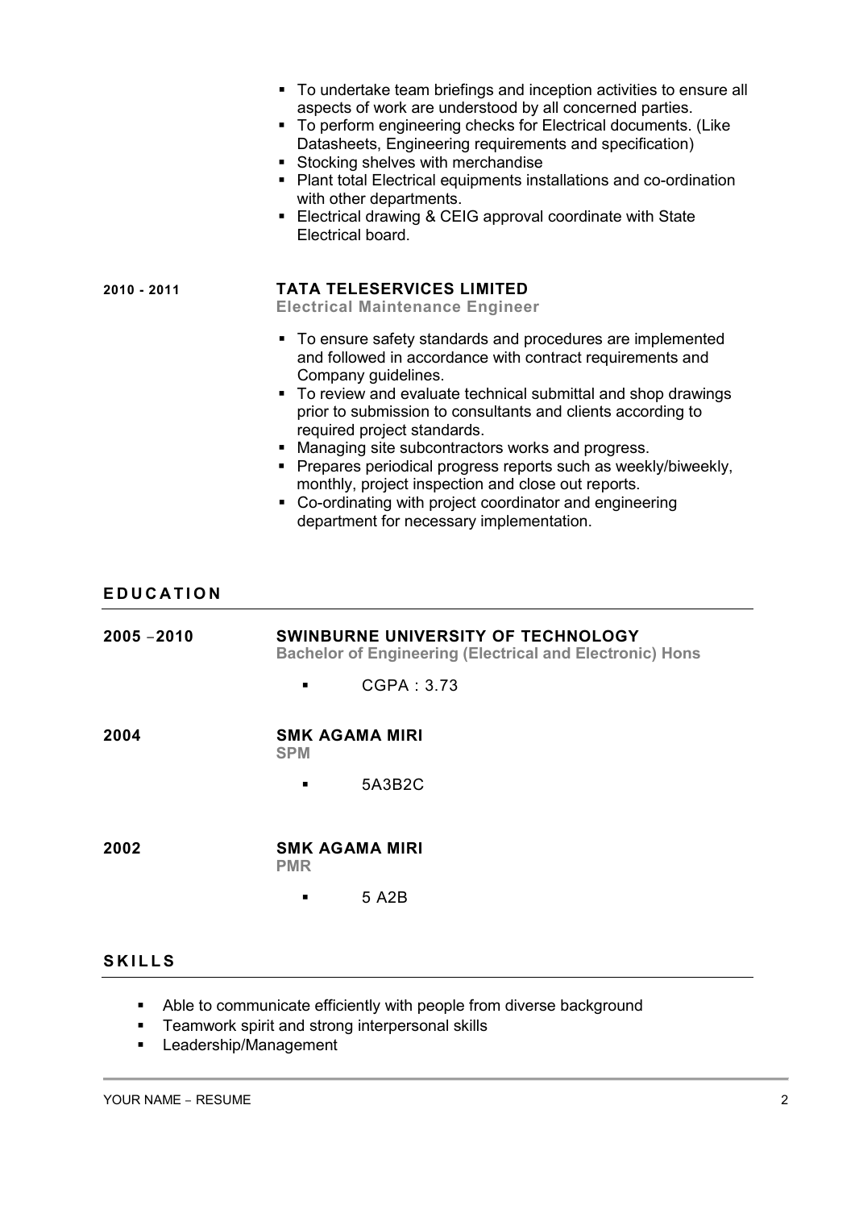- To undertake team briefings and inception activities to ensure all aspects of work are understood by all concerned parties.
- To perform engineering checks for Electrical documents. (Like Datasheets, Engineering requirements and specification)
- Stocking shelves with merchandise
- Plant total Electrical equipments installations and co-ordination with other departments.
- Electrical drawing & CEIG approval coordinate with State Electrical board.

**2010 - 2011**

### TATA TELESERVICES LIMITED

**Electrical Maintenance Engineer**

- To ensure safety standards and procedures are implemented and followed in accordance with contract requirements and Company guidelines.
- To review and evaluate technical submittal and shop drawings prior to submission to consultants and clients according to required project standards.
- Managing site subcontractors works and progress.
- Prepares periodical progress reports such as weekly/biweekly, monthly, project inspection and close out reports.
- Co-ordinating with project coordinator and engineering department for necessary implementation.

## EDUCATION

**2005 – 2010**

### SWINBURNE UNIVERSITY OF TECHNOLOGY

**Bachelor of Engineering (Electrical and Electronic) Hons**

- CGPA : 3.73

**2004**

### SMK AGAMA MIRI

**SPM**

- 5A3B2C

**2002**

### SMK AGAMA MIRI

**PMR**

- 5 A2B

## SKILLS

- Able to communicate efficiently with people from diverse background
- Teamwork spirit and strong interpersonal skills
- Leadership/Management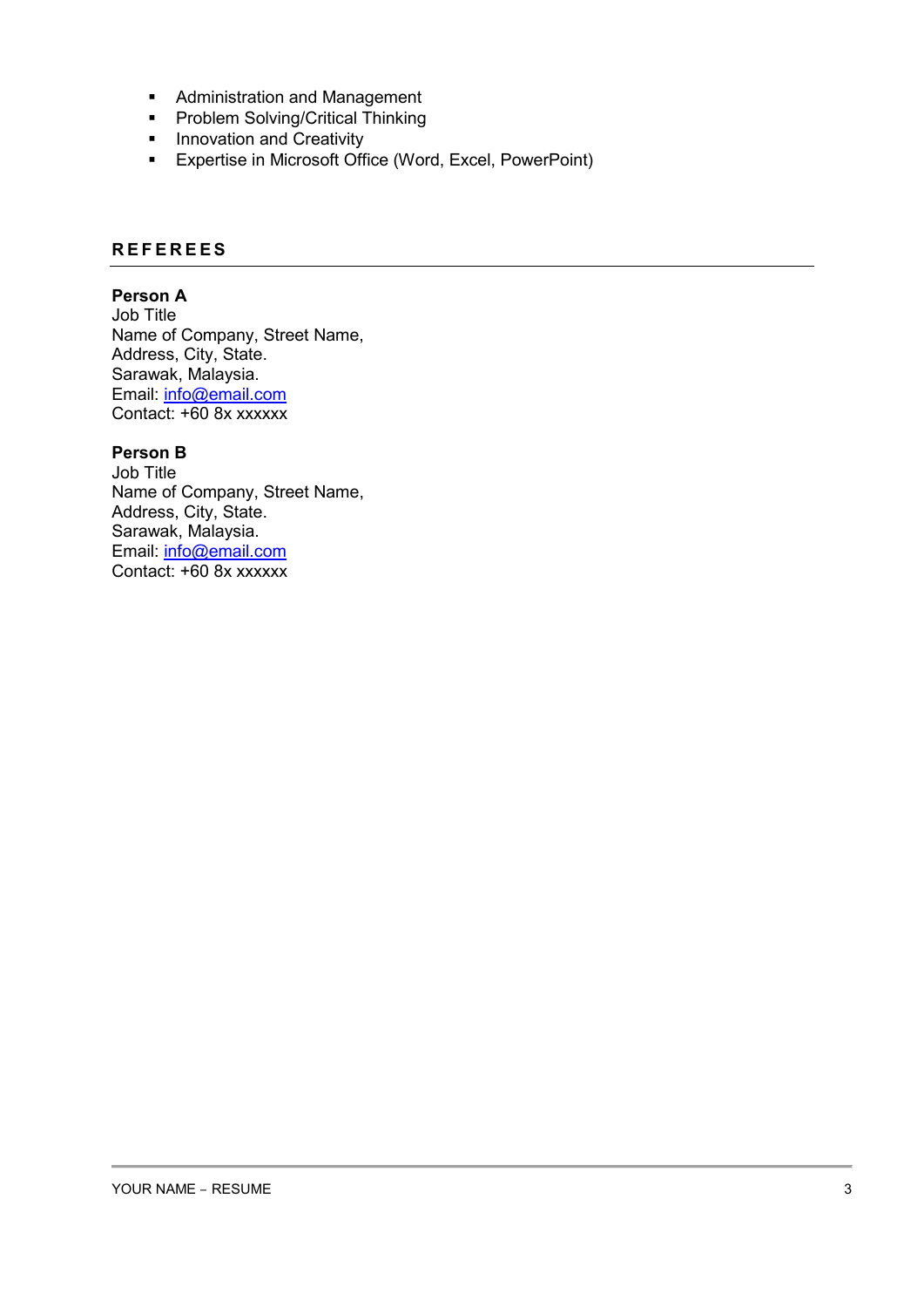- Administration and Management
- Problem Solving/Critical Thinking
- Innovation and Creativity
- Expertise in Microsoft Office (Word, Excel, PowerPoint)

## REFEREES

**Person A**
Job Title
Name of Company, Street Name,
Address, City, State.
Sarawak, Malaysia.
Email: info@email.com
Contact: +60 8x xxxxxx

**Person B**
Job Title
Name of Company, Street Name,
Address, City, State.
Sarawak, Malaysia.
Email: info@email.com
Contact: +60 8x xxxxxx